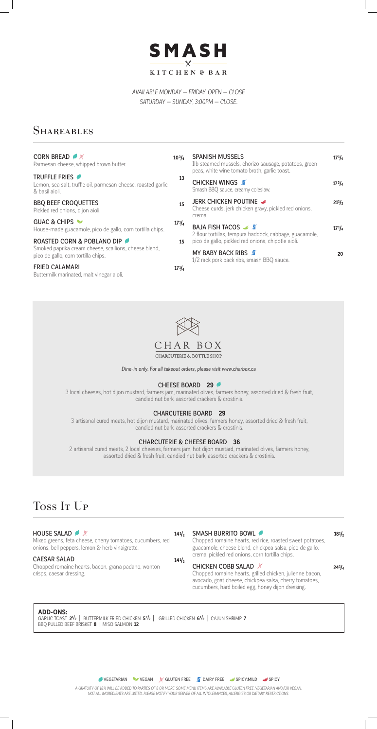# SMASH

KITCHEN & BAR

*AVAILABLE MONDAY – FRIDAY, OPEN – CLOSE*
*SATURDAY – SUNDAY, 3:00PM – CLOSE.*

## Shareables

**CORN BREAD** (Vegetarian, Gluten Free) — **10¾**
Parmesan cheese, whipped brown butter.

**TRUFFLE FRIES** (Vegetarian) — **13**
Lemon, sea salt, truffle oil, parmesan cheese, roasted garlic & basil aioli.

**BBQ BEEF CROQUETTES** — **15**
Pickled red onions, dijon aioli.

**GUAC & CHIPS** (Vegan) — **17¼**
House-made guacamole, pico de gallo, corn tortilla chips.

**ROASTED CORN & POBLANO DIP** (Vegetarian) — **15**
Smoked paprika cream cheese, scallions, cheese blend, pico de gallo, corn tortilla chips.

**FRIED CALAMARI** — **17¼**
Buttermilk marinated, malt vinegar aioli.

**SPANISH MUSSELS** — **17¼**
1lb steamed mussels, chorizo sausage, potatoes, green peas, white wine tomato broth, garlic toast.

**CHICKEN WINGS** (Dairy Free) — **17¾**
Smash BBQ sauce, creamy coleslaw.

**JERK CHICKEN POUTINE** (Spicy) — **21½**
Cheese curds, jerk chicken gravy, pickled red onions, crema.

**BAJA FISH TACOS** (Spicy:Mild, Dairy Free) — **17¼**
2 flour tortillas, tempura haddock, cabbage, guacamole, pico de gallo, pickled red onions, chipotle aioli.

**MY BABY BACK RIBS** (Dairy Free) — **20**
1/2 rack pork back ribs, smash BBQ sauce.

## CHAR BOX

CHARCUTERIE & BOTTLE SHOP

*Dine-in only. For all takeout orders, please visit www.charbox.ca*

### CHEESE BOARD 29 (Vegetarian)

3 local cheeses, hot dijon mustard, farmers jam, marinated olives, farmers honey, assorted dried & fresh fruit, candied nut bark, assorted crackers & crostinis.

### CHARCUTERIE BOARD 29

3 artisanal cured meats, hot dijon mustard, marinated olives, farmers honey, assorted dried & fresh fruit, candied nut bark, assorted crackers & crostinis.

### CHARCUTERIE & CHEESE BOARD 36

2 artisanal cured meats, 2 local cheeses, farmers jam, hot dijon mustard, marinated olives, farmers honey, assorted dried & fresh fruit, candied nut bark, assorted crackers & crostinis.

## Toss It Up

**HOUSE SALAD** (Vegetarian, Gluten Free) — **14½**
Mixed greens, feta cheese, cherry tomatoes, cucumbers, red onions, bell peppers, lemon & herb vinaigrette.

**CAESAR SALAD** — **14½**
Chopped romaine hearts, bacon, grana padano, wonton crisps, caesar dressing.

**SMASH BURRITO BOWL** (Vegetarian) — **18½**
Chopped romaine hearts, red rice, roasted sweet potatoes, guacamole, cheese blend, chickpea salsa, pico de gallo, crema, pickled red onions, corn tortilla chips.

**CHICKEN COBB SALAD** (Gluten Free) — **24¾**
Chopped romaine hearts, grilled chicken, julienne bacon, avocado, goat cheese, chickpea salsa, cherry tomatoes, cucumbers, hard boiled egg, honey dijon dressing.

**ADD-ONS:**
GARLIC TOAST **2½** | BUTTERMILK FRIED CHICKEN **5½** | GRILLED CHICKEN **6½** | CAJUN SHRIMP **7**
BBQ PULLED BEEF BRISKET **8** | MISO SALMON **12**

VEGETARIAN | VEGAN | GLUTEN FREE | DAIRY FREE | SPICY:MILD | SPICY

*A GRATUITY OF 18% WILL BE ADDED TO PARTIES OF 8 OR MORE. SOME MENU ITEMS ARE AVAILABLE GLUTEN FREE, VEGETARIAN AND/OR VEGAN. NOT ALL INGREDIENTS ARE LISTED. PLEASE NOTIFY YOUR SERVER OF ALL INTOLERANCES, ALLERGIES OR DIETARY RESTRICTIONS.*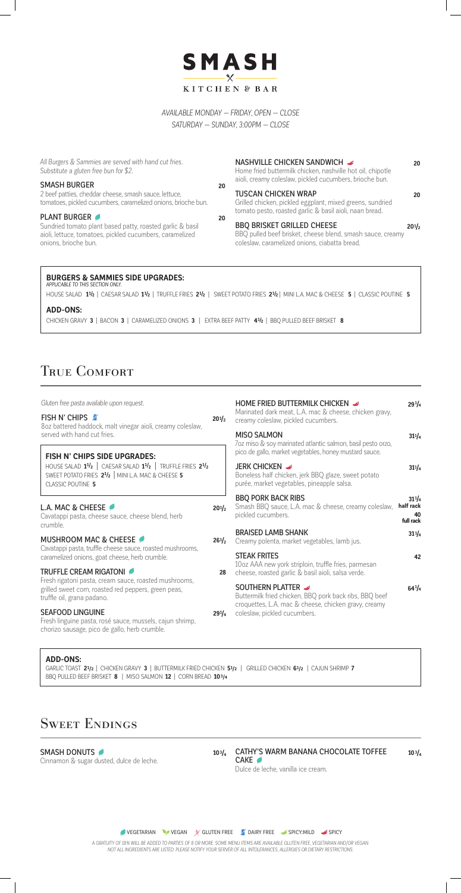# SMASH

KITCHEN & BAR

*AVAILABLE MONDAY – FRIDAY, OPEN – CLOSE*
*SATURDAY – SUNDAY, 3:00PM – CLOSE*

*All Burgers & Sammies are served with hand cut fries. Substitute a gluten free bun for $2.*

**SMASH BURGER** — 20
2 beef patties, cheddar cheese, smash sauce, lettuce, tomatoes, pickled cucumbers, caramelized onions, brioche bun.

**PLANT BURGER** (vegetarian) — 20
Sundried tomato plant based patty, roasted garlic & basil aioli, lettuce, tomatoes, pickled cucumbers, caramelized onions, brioche bun.

**NASHVILLE CHICKEN SANDWICH** (spicy) — 20
Home fried buttermilk chicken, nashville hot oil, chipotle aioli, creamy coleslaw, pickled cucumbers, brioche bun.

**TUSCAN CHICKEN WRAP** — 20
Grilled chicken, pickled eggplant, mixed greens, sundried tomato pesto, roasted garlic & basil aioli, naan bread.

**BBQ BRISKET GRILLED CHEESE** — 20½
BBQ pulled beef brisket, cheese blend, smash sauce, creamy coleslaw, caramelized onions, ciabatta bread.

**BURGERS & SAMMIES SIDE UPGRADES:**
*APPLICABLE TO THIS SECTION ONLY.*
HOUSE SALAD **1½** | CAESAR SALAD **1½** | TRUFFLE FRIES **2½** | SWEET POTATO FRIES **2½** | MINI L.A. MAC & CHEESE **5** | CLASSIC POUTINE **5**

**ADD-ONS:**
CHICKEN GRAVY **3** | BACON **3** | CARAMELIZED ONIONS **3** | EXTRA BEEF PATTY **4½** | BBQ PULLED BEEF BRISKET **8**

## True Comfort

*Gluten free pasta available upon request.*

**FISH N' CHIPS** (dairy free) — 20½
8oz battered haddock, malt vinegar aioli, creamy coleslaw, served with hand cut fries.

**FISH N' CHIPS SIDE UPGRADES:**
HOUSE SALAD **1½** | CAESAR SALAD **1½** | TRUFFLE FRIES **2½** | SWEET POTATO FRIES **2½** | MINI L.A. MAC & CHEESE **5** | CLASSIC POUTINE **5**

**L.A. MAC & CHEESE** (vegetarian) — 20½
Cavatappi pasta, cheese sauce, cheese blend, herb crumble.

**MUSHROOM MAC & CHEESE** (vegetarian) — 26½
Cavatappi pasta, truffle cheese sauce, roasted mushrooms, caramelized onions, goat cheese, herb crumble.

**TRUFFLE CREAM RIGATONI** (vegetarian) — 28
Fresh rigatoni pasta, cream sauce, roasted mushrooms, grilled sweet corn, roasted red peppers, green peas, truffle oil, grana padano.

**SEAFOOD LINGUINE** — 29¼
Fresh linguine pasta, rosé sauce, mussels, cajun shrimp, chorizo sausage, pico de gallo, herb crumble.

**HOME FRIED BUTTERMILK CHICKEN** (spicy) — 29¼
Marinated dark meat, L.A. mac & cheese, chicken gravy, creamy coleslaw, pickled cucumbers.

**MISO SALMON** — 31¼
7oz miso & soy marinated atlantic salmon, basil pesto orzo, pico de gallo, market vegetables, honey mustard sauce.

**JERK CHICKEN** (spicy) — 31¼
Boneless half chicken, jerk BBQ glaze, sweet potato purée, market vegetables, pineapple salsa.

**BBQ PORK BACK RIBS** — 31¼ half rack / 40 full rack
Smash BBQ sauce, L.A. mac & cheese, creamy coleslaw, pickled cucumbers.

**BRAISED LAMB SHANK** — 31¼
Creamy polenta, market vegetables, lamb jus.

**STEAK FRITES** — 42
10oz AAA new york striploin, truffle fries, parmesan cheese, roasted garlic & basil aioli, salsa verde.

**SOUTHERN PLATTER** (spicy) — 64¼
Buttermilk fried chicken, BBQ pork back ribs, BBQ beef croquettes, L.A. mac & cheese, chicken gravy, creamy coleslaw, pickled cucumbers.

**ADD-ONS:**
GARLIC TOAST **2½** | CHICKEN GRAVY **3** | BUTTERMILK FRIED CHICKEN **5½** | GRILLED CHICKEN **6½** | CAJUN SHRIMP **7**
BBQ PULLED BEEF BRISKET **8** | MISO SALMON **12** | CORN BREAD **10¾**

## Sweet Endings

**SMASH DONUTS** (vegetarian) — 10¾
Cinnamon & sugar dusted, dulce de leche.

**CATHY'S WARM BANANA CHOCOLATE TOFFEE CAKE** (vegetarian) — 10¾
Dulce de leche, vanilla ice cream.

VEGETARIAN | VEGAN | GLUTEN FREE | DAIRY FREE | SPICY:MILD | SPICY

*A GRATUITY OF 18% WILL BE ADDED TO PARTIES OF 8 OR MORE. SOME MENU ITEMS ARE AVAILABLE GLUTEN FREE, VEGETARIAN AND/OR VEGAN. NOT ALL INGREDIENTS ARE LISTED. PLEASE NOTIFY YOUR SERVER OF ALL INTOLERANCES, ALLERGIES OR DIETARY RESTRICTIONS.*